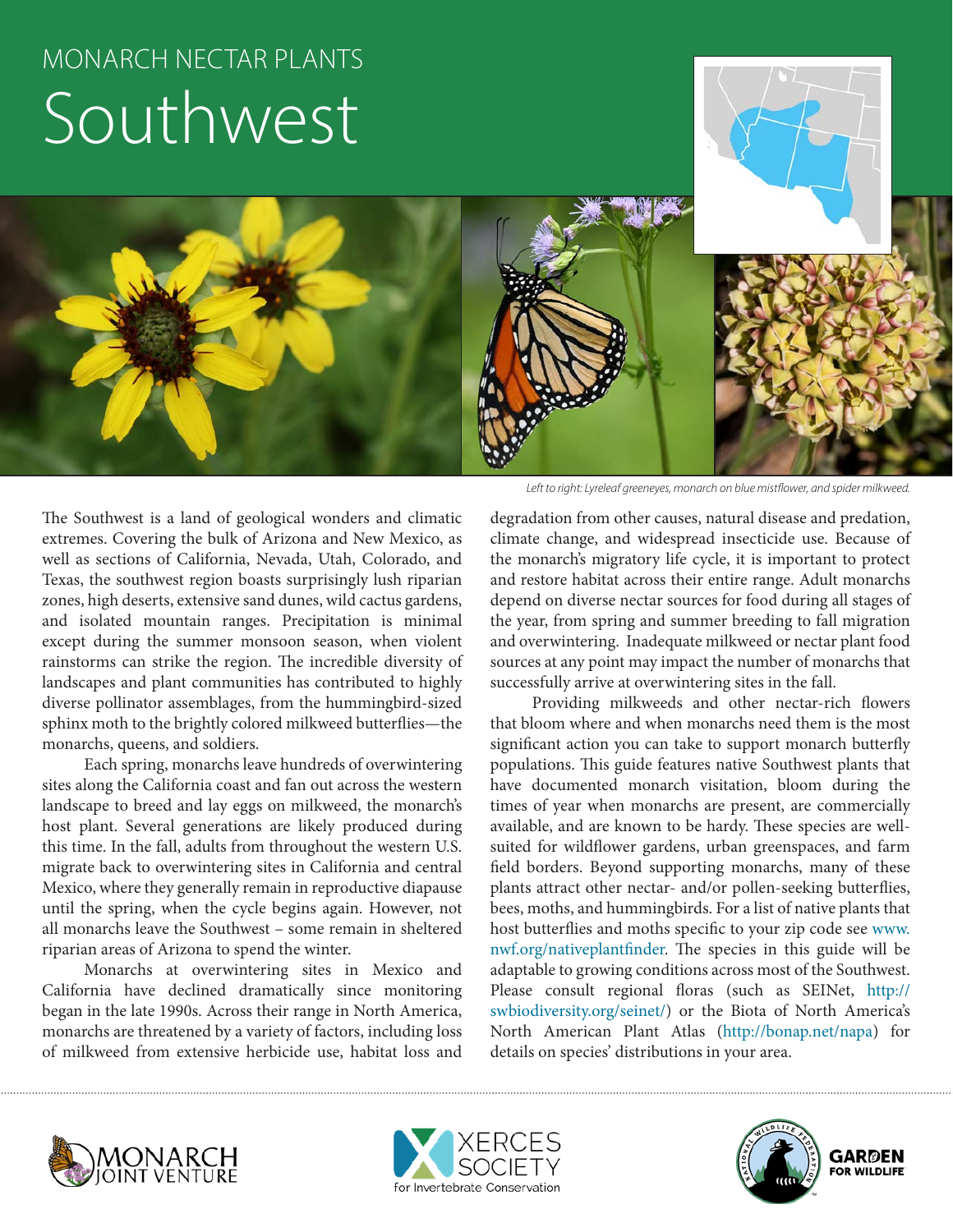MONARCH NECTAR PLANTS

# Southwest

*Left to right: Lyreleaf greeneyes, monarch on blue mistflower, and spider milkweed.*

The Southwest is a land of geological wonders and climatic extremes. Covering the bulk of Arizona and New Mexico, as well as sections of California, Nevada, Utah, Colorado, and Texas, the southwest region boasts surprisingly lush riparian zones, high deserts, extensive sand dunes, wild cactus gardens, and isolated mountain ranges. Precipitation is minimal except during the summer monsoon season, when violent rainstorms can strike the region. The incredible diversity of landscapes and plant communities has contributed to highly diverse pollinator assemblages, from the hummingbird-sized sphinx moth to the brightly colored milkweed butterflies—the monarchs, queens, and soldiers.

Each spring, monarchs leave hundreds of overwintering sites along the California coast and fan out across the western landscape to breed and lay eggs on milkweed, the monarch's host plant. Several generations are likely produced during this time. In the fall, adults from throughout the western U.S. migrate back to overwintering sites in California and central Mexico, where they generally remain in reproductive diapause until the spring, when the cycle begins again. However, not all monarchs leave the Southwest – some remain in sheltered riparian areas of Arizona to spend the winter.

Monarchs at overwintering sites in Mexico and California have declined dramatically since monitoring began in the late 1990s. Across their range in North America, monarchs are threatened by a variety of factors, including loss of milkweed from extensive herbicide use, habitat loss and degradation from other causes, natural disease and predation, climate change, and widespread insecticide use. Because of the monarch's migratory life cycle, it is important to protect and restore habitat across their entire range. Adult monarchs depend on diverse nectar sources for food during all stages of the year, from spring and summer breeding to fall migration and overwintering. Inadequate milkweed or nectar plant food sources at any point may impact the number of monarchs that successfully arrive at overwintering sites in the fall.

Providing milkweeds and other nectar-rich flowers that bloom where and when monarchs need them is the most significant action you can take to support monarch butterfly populations. This guide features native Southwest plants that have documented monarch visitation, bloom during the times of year when monarchs are present, are commercially available, and are known to be hardy. These species are well-suited for wildflower gardens, urban greenspaces, and farm field borders. Beyond supporting monarchs, many of these plants attract other nectar- and/or pollen-seeking butterflies, bees, moths, and hummingbirds. For a list of native plants that host butterflies and moths specific to your zip code see www.nwf.org/nativeplantfinder. The species in this guide will be adaptable to growing conditions across most of the Southwest. Please consult regional floras (such as SEINet, http://swbiodiversity.org/seinet/) or the Biota of North America's North American Plant Atlas (http://bonap.net/napa) for details on species' distributions in your area.

MONARCH JOINT VENTURE

XERCES SOCIETY for Invertebrate Conservation

NATIONAL WILDLIFE FEDERATION GARDEN FOR WILDLIFE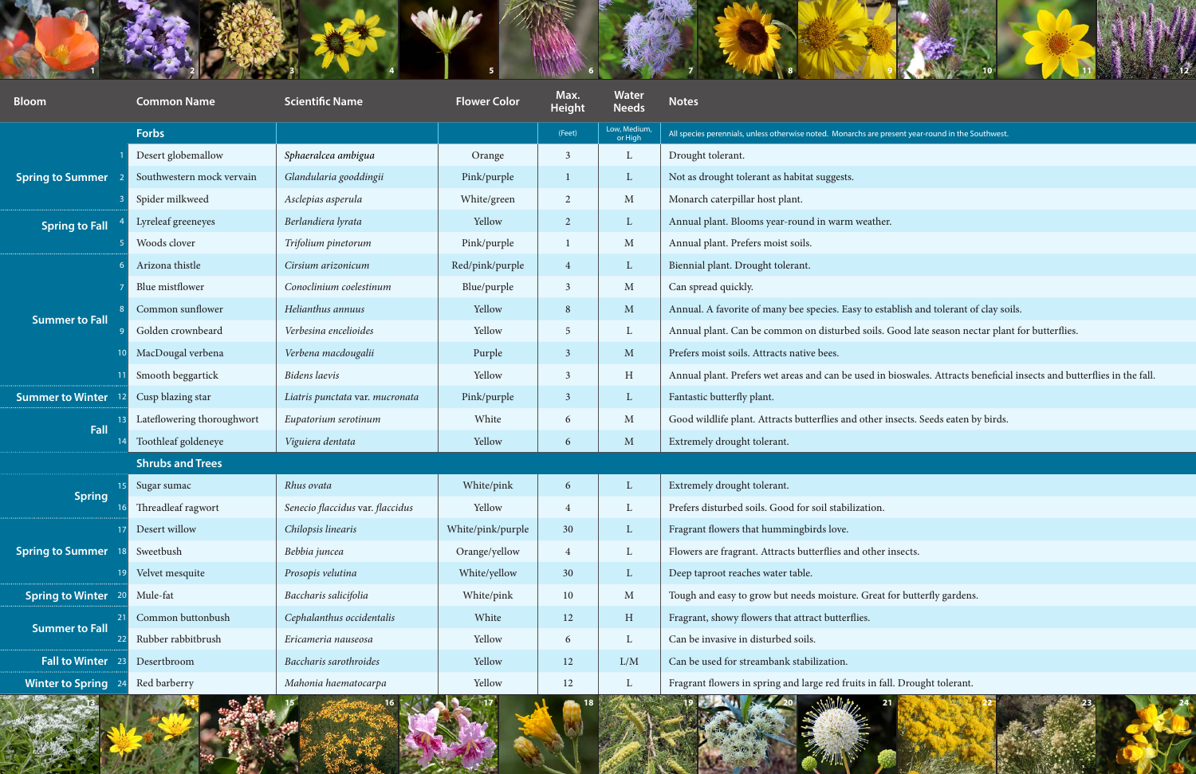| Bloom | # | Common Name | Scientific Name | Flower Color | Max. Height | Water Needs | Notes |
|---|---|---|---|---|---|---|---|
| | | **Forbs** | | | (Feet) | Low, Medium, or High | All species perennials, unless otherwise noted. Monarchs are present year-round in the Southwest. |
| Spring to Summer | 1 | Desert globemallow | *Sphaeralcea ambigua* | Orange | 3 | L | Drought tolerant. |
| | 2 | Southwestern mock vervain | *Glandularia gooddingii* | Pink/purple | 1 | L | Not as drought tolerant as habitat suggests. |
| | 3 | Spider milkweed | *Asclepias asperula* | White/green | 2 | M | Monarch caterpillar host plant. |
| Spring to Fall | 4 | Lyreleaf greeneyes | *Berlandiera lyrata* | Yellow | 2 | L | Annual plant. Blooms year-round in warm weather. |
| | 5 | Woods clover | *Trifolium pinetorum* | Pink/purple | 1 | M | Annual plant. Prefers moist soils. |
| Summer to Fall | 6 | Arizona thistle | *Cirsium arizonicum* | Red/pink/purple | 4 | L | Biennial plant. Drought tolerant. |
| | 7 | Blue mistflower | *Conoclinium coelestinum* | Blue/purple | 3 | M | Can spread quickly. |
| | 8 | Common sunflower | *Helianthus annuus* | Yellow | 8 | M | Annual. A favorite of many bee species. Easy to establish and tolerant of clay soils. |
| | 9 | Golden crownbeard | *Verbesina encelioides* | Yellow | 5 | L | Annual plant. Can be common on disturbed soils. Good late season nectar plant for butterflies. |
| | 10 | MacDougal verbena | *Verbena macdougalii* | Purple | 3 | M | Prefers moist soils. Attracts native bees. |
| | 11 | Smooth beggartick | *Bidens laevis* | Yellow | 3 | H | Annual plant. Prefers wet areas and can be used in bioswales. Attracts beneficial insects and butterflies in the fall. |
| Summer to Winter | 12 | Cusp blazing star | *Liatris punctata* var. *mucronata* | Pink/purple | 3 | L | Fantastic butterfly plant. |
| Fall | 13 | Lateflowering thoroughwort | *Eupatorium serotinum* | White | 6 | M | Good wildlife plant. Attracts butterflies and other insects. Seeds eaten by birds. |
| | 14 | Toothleaf goldeneye | *Viguiera dentata* | Yellow | 6 | M | Extremely drought tolerant. |
| | | **Shrubs and Trees** | | | | | |
| Spring | 15 | Sugar sumac | *Rhus ovata* | White/pink | 6 | L | Extremely drought tolerant. |
| | 16 | Threadleaf ragwort | *Senecio flaccidus* var. *flaccidus* | Yellow | 4 | L | Prefers disturbed soils. Good for soil stabilization. |
| Spring to Summer | 17 | Desert willow | *Chilopsis linearis* | White/pink/purple | 30 | L | Fragrant flowers that hummingbirds love. |
| | 18 | Sweetbush | *Bebbia juncea* | Orange/yellow | 4 | L | Flowers are fragrant. Attracts butterflies and other insects. |
| | 19 | Velvet mesquite | *Prosopis velutina* | White/yellow | 30 | L | Deep taproot reaches water table. |
| Spring to Winter | 20 | Mule-fat | *Baccharis salicifolia* | White/pink | 10 | M | Tough and easy to grow but needs moisture. Great for butterfly gardens. |
| Summer to Fall | 21 | Common buttonbush | *Cephalanthus occidentalis* | White | 12 | H | Fragrant, showy flowers that attract butterflies. |
| | 22 | Rubber rabbitbrush | *Ericameria nauseosa* | Yellow | 6 | L | Can be invasive in disturbed soils. |
| Fall to Winter | 23 | Desertbroom | *Baccharis sarothroides* | Yellow | 12 | L/M | Can be used for streambank stabilization. |
| Winter to Spring | 24 | Red barberry | *Mahonia haematocarpa* | Yellow | 12 | L | Fragrant flowers in spring and large red fruits in fall. Drought tolerant. |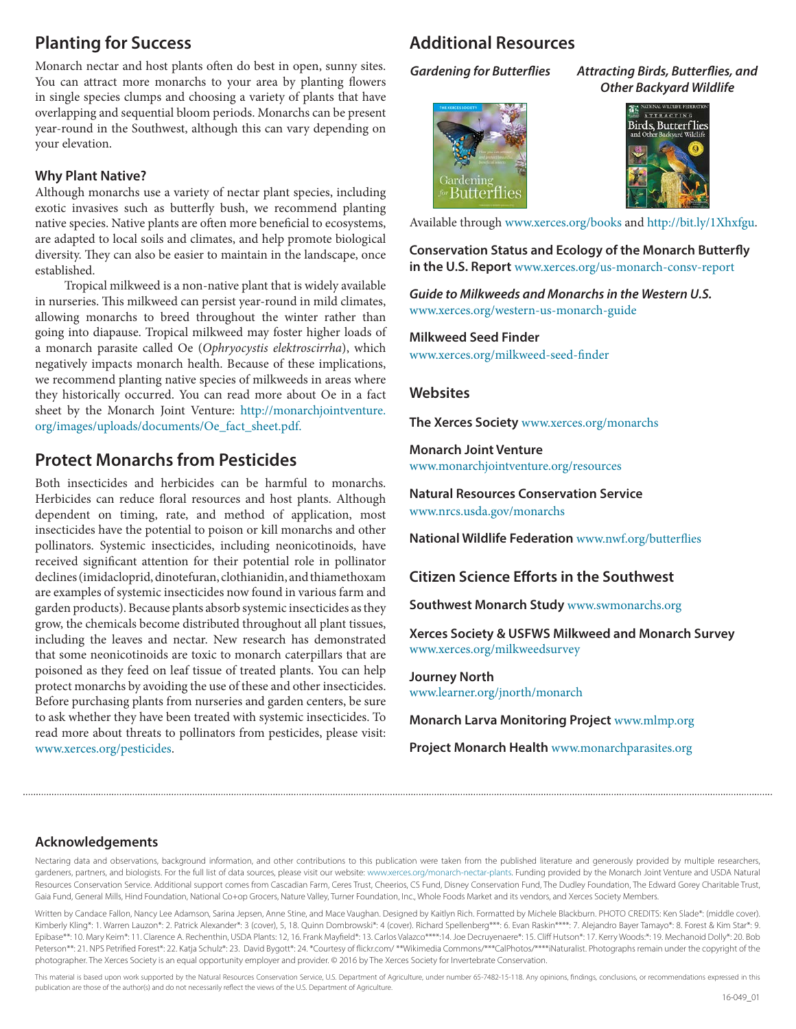## Planting for Success

Monarch nectar and host plants often do best in open, sunny sites. You can attract more monarchs to your area by planting flowers in single species clumps and choosing a variety of plants that have overlapping and sequential bloom periods. Monarchs can be present year-round in the Southwest, although this can vary depending on your elevation.

### Why Plant Native?

Although monarchs use a variety of nectar plant species, including exotic invasives such as butterfly bush, we recommend planting native species. Native plants are often more beneficial to ecosystems, are adapted to local soils and climates, and help promote biological diversity. They can also be easier to maintain in the landscape, once established.

Tropical milkweed is a non-native plant that is widely available in nurseries. This milkweed can persist year-round in mild climates, allowing monarchs to breed throughout the winter rather than going into diapause. Tropical milkweed may foster higher loads of a monarch parasite called Oe (*Ophryocystis elektroscirrha*), which negatively impacts monarch health. Because of these implications, we recommend planting native species of milkweeds in areas where they historically occurred. You can read more about Oe in a fact sheet by the Monarch Joint Venture: http://monarchjointventure.org/images/uploads/documents/Oe_fact_sheet.pdf.

## Protect Monarchs from Pesticides

Both insecticides and herbicides can be harmful to monarchs. Herbicides can reduce floral resources and host plants. Although dependent on timing, rate, and method of application, most insecticides have the potential to poison or kill monarchs and other pollinators. Systemic insecticides, including neonicotinoids, have received significant attention for their potential role in pollinator declines (imidacloprid, dinotefuran, clothianidin, and thiamethoxam are examples of systemic insecticides now found in various farm and garden products). Because plants absorb systemic insecticides as they grow, the chemicals become distributed throughout all plant tissues, including the leaves and nectar. New research has demonstrated that some neonicotinoids are toxic to monarch caterpillars that are poisoned as they feed on leaf tissue of treated plants. You can help protect monarchs by avoiding the use of these and other insecticides. Before purchasing plants from nurseries and garden centers, be sure to ask whether they have been treated with systemic insecticides. To read more about threats to pollinators from pesticides, please visit: www.xerces.org/pesticides.

## Additional Resources

***Gardening for Butterflies***

***Attracting Birds, Butterflies, and Other Backyard Wildlife***

Available through www.xerces.org/books and http://bit.ly/1Xhxfgu.

**Conservation Status and Ecology of the Monarch Butterfly in the U.S. Report** www.xerces.org/us-monarch-consv-report

***Guide to Milkweeds and Monarchs in the Western U.S.***
www.xerces.org/western-us-monarch-guide

**Milkweed Seed Finder**
www.xerces.org/milkweed-seed-finder

## Websites

**The Xerces Society** www.xerces.org/monarchs

**Monarch Joint Venture**
www.monarchjointventure.org/resources

**Natural Resources Conservation Service**
www.nrcs.usda.gov/monarchs

**National Wildlife Federation** www.nwf.org/butterflies

## Citizen Science Efforts in the Southwest

**Southwest Monarch Study** www.swmonarchs.org

**Xerces Society & USFWS Milkweed and Monarch Survey**
www.xerces.org/milkweedsurvey

**Journey North**
www.learner.org/jnorth/monarch

**Monarch Larva Monitoring Project** www.mlmp.org

**Project Monarch Health** www.monarchparasites.org

## Acknowledgements

Nectaring data and observations, background information, and other contributions to this publication were taken from the published literature and generously provided by multiple researchers, gardeners, partners, and biologists. For the full list of data sources, please visit our website: www.xerces.org/monarch-nectar-plants. Funding provided by the Monarch Joint Venture and USDA Natural Resources Conservation Service. Additional support comes from Cascadian Farm, Ceres Trust, Cheerios, CS Fund, Disney Conservation Fund, The Dudley Foundation, The Edward Gorey Charitable Trust, Gaia Fund, General Mills, Hind Foundation, National Co+op Grocers, Nature Valley, Turner Foundation, Inc., Whole Foods Market and its vendors, and Xerces Society Members.

Written by Candace Fallon, Nancy Lee Adamson, Sarina Jepsen, Anne Stine, and Mace Vaughan. Designed by Kaitlyn Rich. Formatted by Michele Blackburn. PHOTO CREDITS: Ken Slade*: (middle cover). Kimberly Kling*: 1. Warren Lauzon*: 2. Patrick Alexander*: 3 (cover), 5, 18. Quinn Dombrowski*: 4 (cover). Richard Spellenberg***: 6. Evan Raskin****: 7. Alejandro Bayer Tamayo*: 8. Forest & Kim Star*: 9. Epibase**: 10. Mary Keim*: 11. Clarence A. Rechenthin, USDA Plants: 12, 16. Frank Mayfield*: 13. Carlos Valazco****:14. Joe Decruyenaere*: 15. Cliff Hutson*: 17. Kerry Woods*: 19. Mechanoid Dolly*: 20. Bob Peterson**: 21. NPS Petrified Forest*: 22. Katja Schulz*: 23. David Bygott*: 24. *Courtesy of flickr.com/ **Wikimedia Commons/***CalPhotos/****iNaturalist. Photographs remain under the copyright of the photographer. The Xerces Society is an equal opportunity employer and provider. © 2016 by The Xerces Society for Invertebrate Conservation.

This material is based upon work supported by the Natural Resources Conservation Service, U.S. Department of Agriculture, under number 65-7482-15-118. Any opinions, findings, conclusions, or recommendations expressed in this publication are those of the author(s) and do not necessarily reflect the views of the U.S. Department of Agriculture.

16-049_01